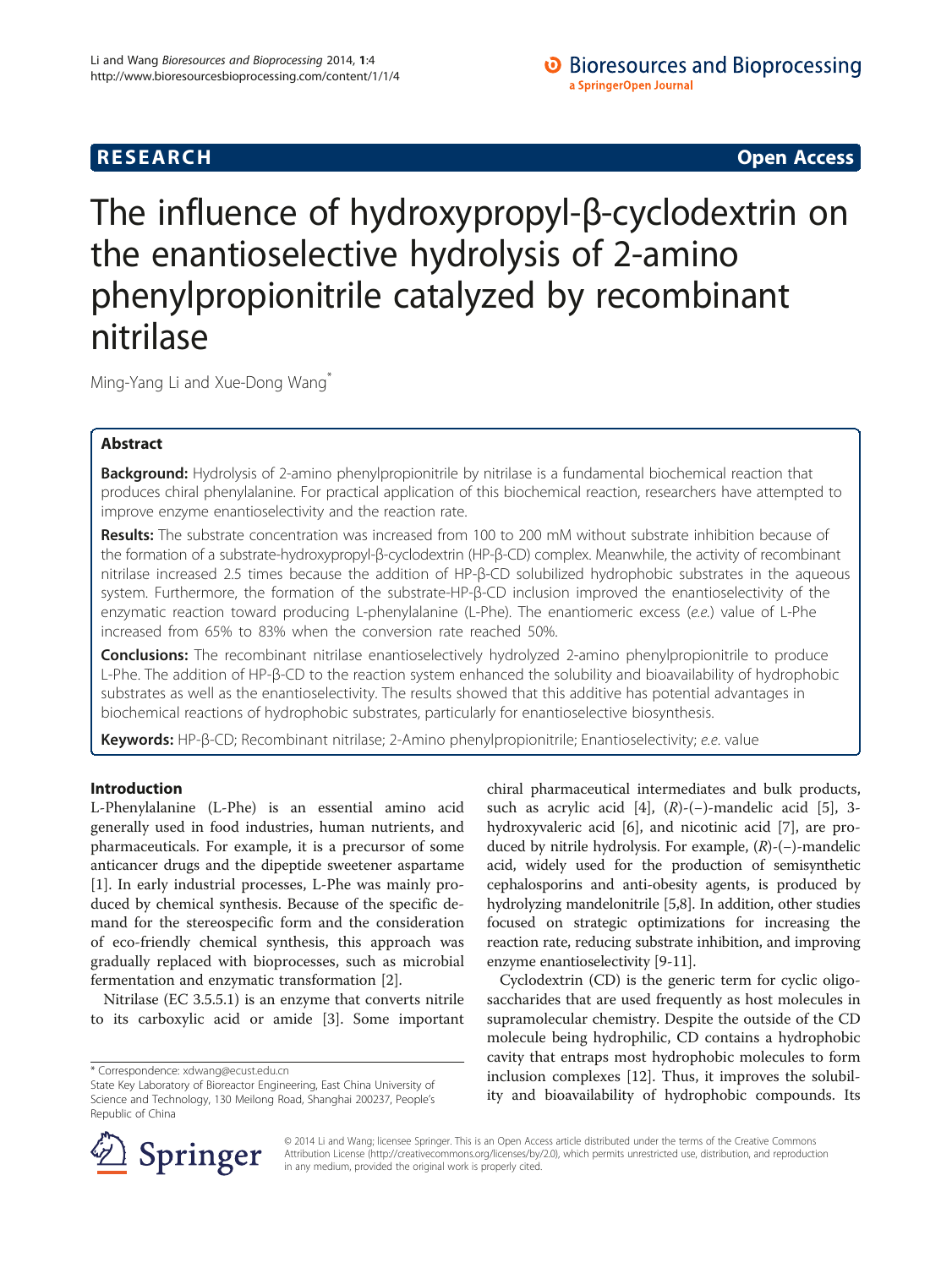RESEARCH Open Access

# The influence of hydroxypropyl-β-cyclodextrin on the enantioselective hydrolysis of 2-amino phenylpropionitrile catalyzed by recombinant nitrilase

Ming-Yang Li and Xue-Dong Wang*

## Abstract

**Background:** Hydrolysis of 2-amino phenylpropionitrile by nitrilase is a fundamental biochemical reaction that produces chiral phenylalanine. For practical application of this biochemical reaction, researchers have attempted to improve enzyme enantioselectivity and the reaction rate.

**Results:** The substrate concentration was increased from 100 to 200 mM without substrate inhibition because of the formation of a substrate-hydroxypropyl-β-cyclodextrin (HP-β-CD) complex. Meanwhile, the activity of recombinant nitrilase increased 2.5 times because the addition of HP-β-CD solubilized hydrophobic substrates in the aqueous system. Furthermore, the formation of the substrate-HP-β-CD inclusion improved the enantioselectivity of the enzymatic reaction toward producing L-phenylalanine (L-Phe). The enantiomeric excess (*e.e.*) value of L-Phe increased from 65% to 83% when the conversion rate reached 50%.

**Conclusions:** The recombinant nitrilase enantioselectively hydrolyzed 2-amino phenylpropionitrile to produce L-Phe. The addition of HP-β-CD to the reaction system enhanced the solubility and bioavailability of hydrophobic substrates as well as the enantioselectivity. The results showed that this additive has potential advantages in biochemical reactions of hydrophobic substrates, particularly for enantioselective biosynthesis.

**Keywords:** HP-β-CD; Recombinant nitrilase; 2-Amino phenylpropionitrile; Enantioselectivity; *e.e.* value

## Introduction

L-Phenylalanine (L-Phe) is an essential amino acid generally used in food industries, human nutrients, and pharmaceuticals. For example, it is a precursor of some anticancer drugs and the dipeptide sweetener aspartame [1]. In early industrial processes, L-Phe was mainly produced by chemical synthesis. Because of the specific demand for the stereospecific form and the consideration of eco-friendly chemical synthesis, this approach was gradually replaced with bioprocesses, such as microbial fermentation and enzymatic transformation [2].

Nitrilase (EC 3.5.5.1) is an enzyme that converts nitrile to its carboxylic acid or amide [3]. Some important chiral pharmaceutical intermediates and bulk products, such as acrylic acid [4], (*R*)-(−)-mandelic acid [5], 3-hydroxyvaleric acid [6], and nicotinic acid [7], are produced by nitrile hydrolysis. For example, (*R*)-(−)-mandelic acid, widely used for the production of semisynthetic cephalosporins and anti-obesity agents, is produced by hydrolyzing mandelonitrile [5,8]. In addition, other studies focused on strategic optimizations for increasing the reaction rate, reducing substrate inhibition, and improving enzyme enantioselectivity [9-11].

Cyclodextrin (CD) is the generic term for cyclic oligosaccharides that are used frequently as host molecules in supramolecular chemistry. Despite the outside of the CD molecule being hydrophilic, CD contains a hydrophobic cavity that entraps most hydrophobic molecules to form inclusion complexes [12]. Thus, it improves the solubility and bioavailability of hydrophobic compounds. Its

* Correspondence: xdwang@ecust.edu.cn
State Key Laboratory of Bioreactor Engineering, East China University of Science and Technology, 130 Meilong Road, Shanghai 200237, People's Republic of China

© 2014 Li and Wang; licensee Springer. This is an Open Access article distributed under the terms of the Creative Commons Attribution License (http://creativecommons.org/licenses/by/2.0), which permits unrestricted use, distribution, and reproduction in any medium, provided the original work is properly cited.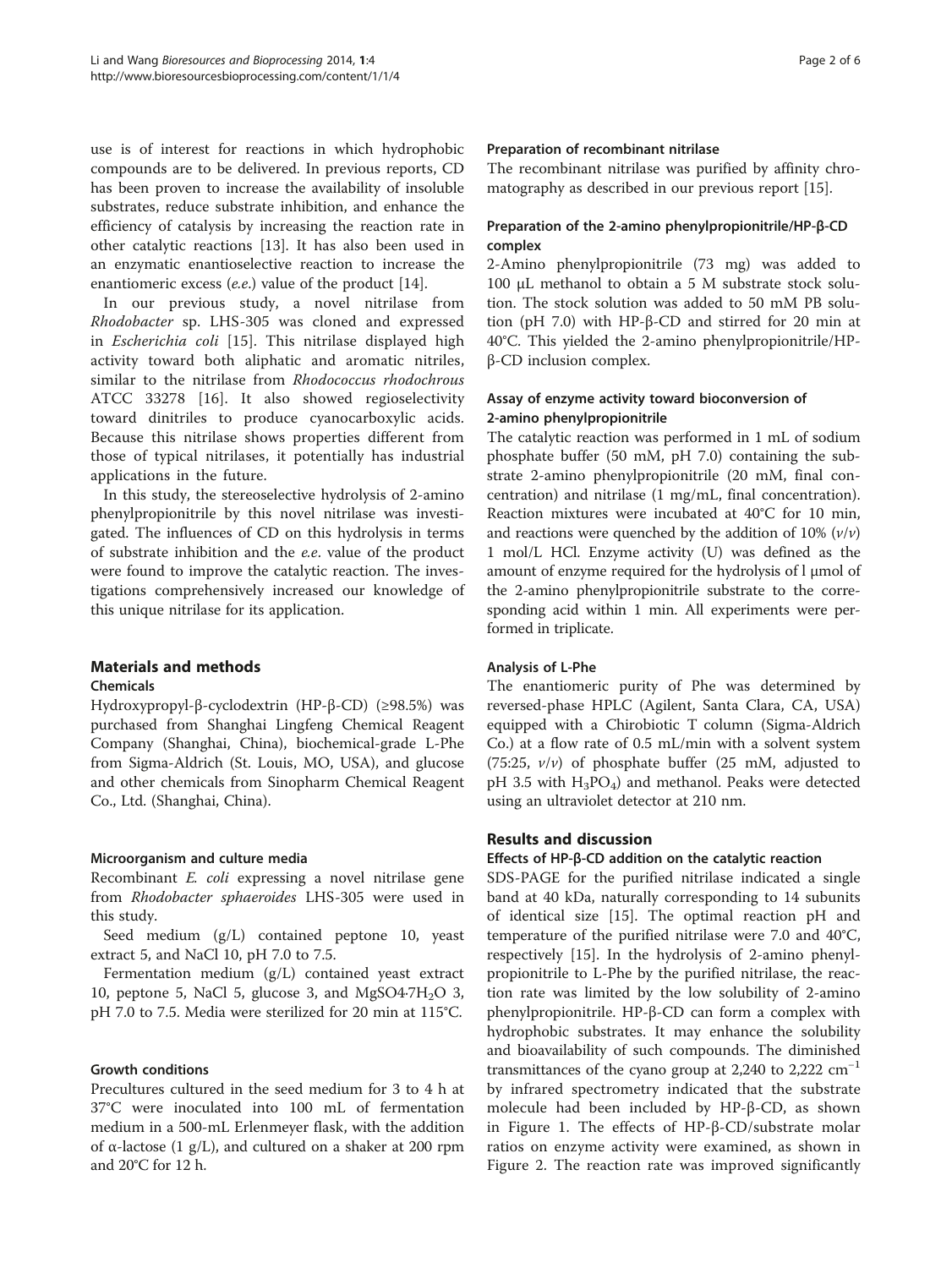use is of interest for reactions in which hydrophobic compounds are to be delivered. In previous reports, CD has been proven to increase the availability of insoluble substrates, reduce substrate inhibition, and enhance the efficiency of catalysis by increasing the reaction rate in other catalytic reactions [13]. It has also been used in an enzymatic enantioselective reaction to increase the enantiomeric excess (*e.e.*) value of the product [14].

In our previous study, a novel nitrilase from *Rhodobacter* sp. LHS-305 was cloned and expressed in *Escherichia coli* [15]. This nitrilase displayed high activity toward both aliphatic and aromatic nitriles, similar to the nitrilase from *Rhodococcus rhodochrous* ATCC 33278 [16]. It also showed regioselectivity toward dinitriles to produce cyanocarboxylic acids. Because this nitrilase shows properties different from those of typical nitrilases, it potentially has industrial applications in the future.

In this study, the stereoselective hydrolysis of 2-amino phenylpropionitrile by this novel nitrilase was investigated. The influences of CD on this hydrolysis in terms of substrate inhibition and the *e.e.* value of the product were found to improve the catalytic reaction. The investigations comprehensively increased our knowledge of this unique nitrilase for its application.

## Materials and methods

### Chemicals

Hydroxypropyl-β-cyclodextrin (HP-β-CD) (≥98.5%) was purchased from Shanghai Lingfeng Chemical Reagent Company (Shanghai, China), biochemical-grade L-Phe from Sigma-Aldrich (St. Louis, MO, USA), and glucose and other chemicals from Sinopharm Chemical Reagent Co., Ltd. (Shanghai, China).

### Microorganism and culture media

Recombinant *E. coli* expressing a novel nitrilase gene from *Rhodobacter sphaeroides* LHS-305 were used in this study.

Seed medium (g/L) contained peptone 10, yeast extract 5, and NaCl 10, pH 7.0 to 7.5.

Fermentation medium (g/L) contained yeast extract 10, peptone 5, NaCl 5, glucose 3, and $MgSO_4{\cdot}7H_2O$ 3, pH 7.0 to 7.5. Media were sterilized for 20 min at 115°C.

### Growth conditions

Precultures cultured in the seed medium for 3 to 4 h at 37°C were inoculated into 100 mL of fermentation medium in a 500-mL Erlenmeyer flask, with the addition of α-lactose (1 g/L), and cultured on a shaker at 200 rpm and 20°C for 12 h.

### Preparation of recombinant nitrilase

The recombinant nitrilase was purified by affinity chromatography as described in our previous report [15].

### Preparation of the 2-amino phenylpropionitrile/HP-β-CD complex

2-Amino phenylpropionitrile (73 mg) was added to 100 μL methanol to obtain a 5 M substrate stock solution. The stock solution was added to 50 mM PB solution (pH 7.0) with HP-β-CD and stirred for 20 min at 40°C. This yielded the 2-amino phenylpropionitrile/HP-β-CD inclusion complex.

### Assay of enzyme activity toward bioconversion of 2-amino phenylpropionitrile

The catalytic reaction was performed in 1 mL of sodium phosphate buffer (50 mM, pH 7.0) containing the substrate 2-amino phenylpropionitrile (20 mM, final concentration) and nitrilase (1 mg/mL, final concentration). Reaction mixtures were incubated at 40°C for 10 min, and reactions were quenched by the addition of 10% (*v*/*v*) 1 mol/L HCl. Enzyme activity (U) was defined as the amount of enzyme required for the hydrolysis of l μmol of the 2-amino phenylpropionitrile substrate to the corresponding acid within 1 min. All experiments were performed in triplicate.

### Analysis of L-Phe

The enantiomeric purity of Phe was determined by reversed-phase HPLC (Agilent, Santa Clara, CA, USA) equipped with a Chirobiotic T column (Sigma-Aldrich Co.) at a flow rate of 0.5 mL/min with a solvent system (75:25, *v*/*v*) of phosphate buffer (25 mM, adjusted to pH 3.5 with $H_3PO_4$) and methanol. Peaks were detected using an ultraviolet detector at 210 nm.

## Results and discussion

### Effects of HP-β-CD addition on the catalytic reaction

SDS-PAGE for the purified nitrilase indicated a single band at 40 kDa, naturally corresponding to 14 subunits of identical size [15]. The optimal reaction pH and temperature of the purified nitrilase were 7.0 and 40°C, respectively [15]. In the hydrolysis of 2-amino phenylpropionitrile to L-Phe by the purified nitrilase, the reaction rate was limited by the low solubility of 2-amino phenylpropionitrile. HP-β-CD can form a complex with hydrophobic substrates. It may enhance the solubility and bioavailability of such compounds. The diminished transmittances of the cyano group at 2,240 to 2,222 $cm^{-1}$ by infrared spectrometry indicated that the substrate molecule had been included by HP-β-CD, as shown in Figure 1. The effects of HP-β-CD/substrate molar ratios on enzyme activity were examined, as shown in Figure 2. The reaction rate was improved significantly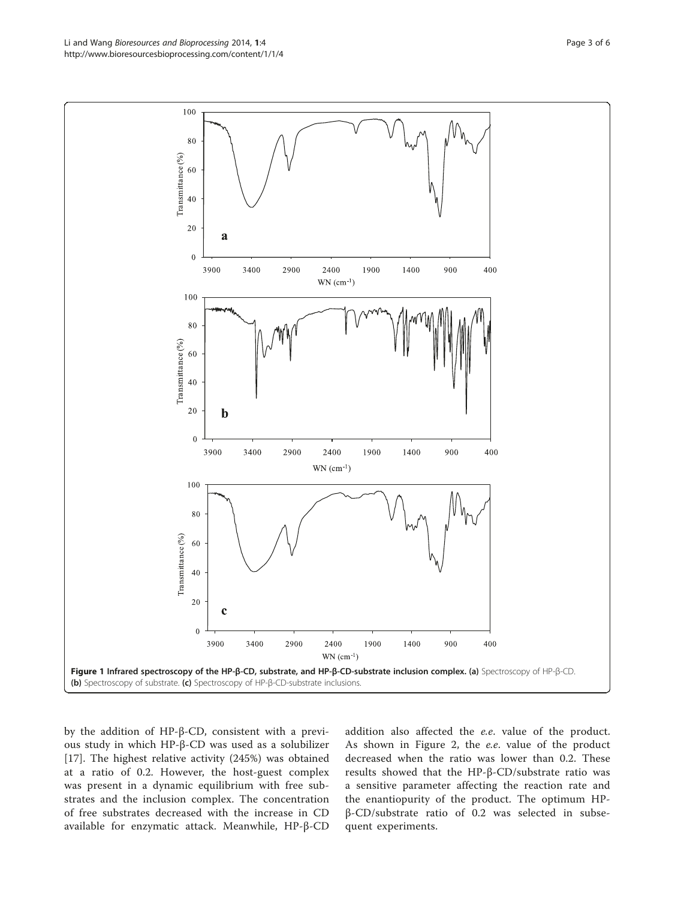**Figure 1 Infrared spectroscopy of the HP-β-CD, substrate, and HP-β-CD-substrate inclusion complex.** **(a)** Spectroscopy of HP-β-CD. **(b)** Spectroscopy of substrate. **(c)** Spectroscopy of HP-β-CD-substrate inclusions.

by the addition of HP-β-CD, consistent with a previous study in which HP-β-CD was used as a solubilizer [17]. The highest relative activity (245%) was obtained at a ratio of 0.2. However, the host-guest complex was present in a dynamic equilibrium with free substrates and the inclusion complex. The concentration of free substrates decreased with the increase in CD available for enzymatic attack. Meanwhile, HP-β-CD addition also affected the *e.e.* value of the product. As shown in Figure 2, the *e.e.* value of the product decreased when the ratio was lower than 0.2. These results showed that the HP-β-CD/substrate ratio was a sensitive parameter affecting the reaction rate and the enantiopurity of the product. The optimum HP-β-CD/substrate ratio of 0.2 was selected in subsequent experiments.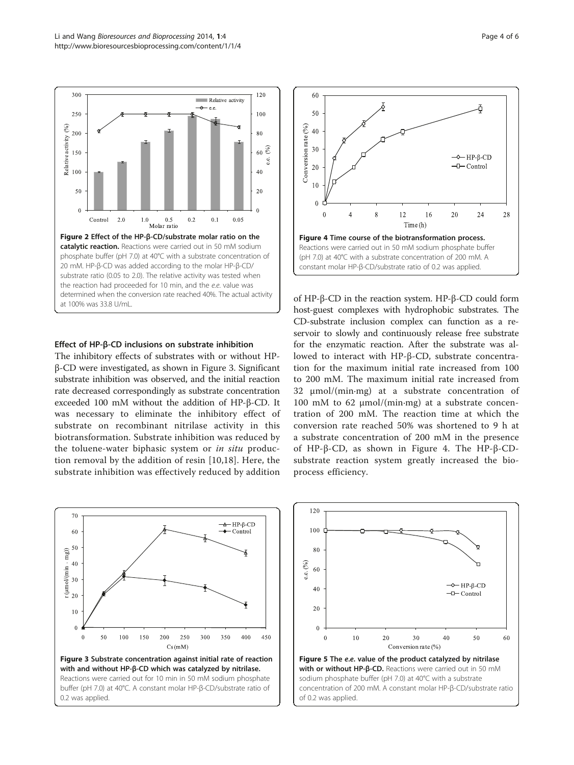**Figure 2 Effect of the HP-β-CD/substrate molar ratio on the catalytic reaction.** Reactions were carried out in 50 mM sodium phosphate buffer (pH 7.0) at 40°C with a substrate concentration of 20 mM. HP-β-CD was added according to the molar HP-β-CD/substrate ratio (0.05 to 2.0). The relative activity was tested when the reaction had proceeded for 10 min, and the *e.e.* value was determined when the conversion rate reached 40%. The actual activity at 100% was 33.8 U/mL.

### Effect of HP-β-CD inclusions on substrate inhibition

The inhibitory effects of substrates with or without HP-β-CD were investigated, as shown in Figure 3. Significant substrate inhibition was observed, and the initial reaction rate decreased correspondingly as substrate concentration exceeded 100 mM without the addition of HP-β-CD. It was necessary to eliminate the inhibitory effect of substrate on recombinant nitrilase activity in this biotransformation. Substrate inhibition was reduced by the toluene-water biphasic system or *in situ* production removal by the addition of resin [10,18]. Here, the substrate inhibition was effectively reduced by addition of HP-β-CD in the reaction system. HP-β-CD could form host-guest complexes with hydrophobic substrates. The CD-substrate inclusion complex can function as a reservoir to slowly and continuously release free substrate for the enzymatic reaction. After the substrate was allowed to interact with HP-β-CD, substrate concentration for the maximum initial rate increased from 100 to 200 mM. The maximum initial rate increased from 32 μmol/(min·mg) at a substrate concentration of 100 mM to 62 μmol/(min·mg) at a substrate concentration of 200 mM. The reaction time at which the conversion rate reached 50% was shortened to 9 h at a substrate concentration of 200 mM in the presence of HP-β-CD, as shown in Figure 4. The HP-β-CD-substrate reaction system greatly increased the bioprocess efficiency.

**Figure 4 Time course of the biotransformation process.** Reactions were carried out in 50 mM sodium phosphate buffer (pH 7.0) at 40°C with a substrate concentration of 200 mM. A constant molar HP-β-CD/substrate ratio of 0.2 was applied.

**Figure 3 Substrate concentration against initial rate of reaction with and without HP-β-CD which was catalyzed by nitrilase.** Reactions were carried out for 10 min in 50 mM sodium phosphate buffer (pH 7.0) at 40°C. A constant molar HP-β-CD/substrate ratio of 0.2 was applied.

**Figure 5 The *e.e.* value of the product catalyzed by nitrilase with or without HP-β-CD.** Reactions were carried out in 50 mM sodium phosphate buffer (pH 7.0) at 40°C with a substrate concentration of 200 mM. A constant molar HP-β-CD/substrate ratio of 0.2 was applied.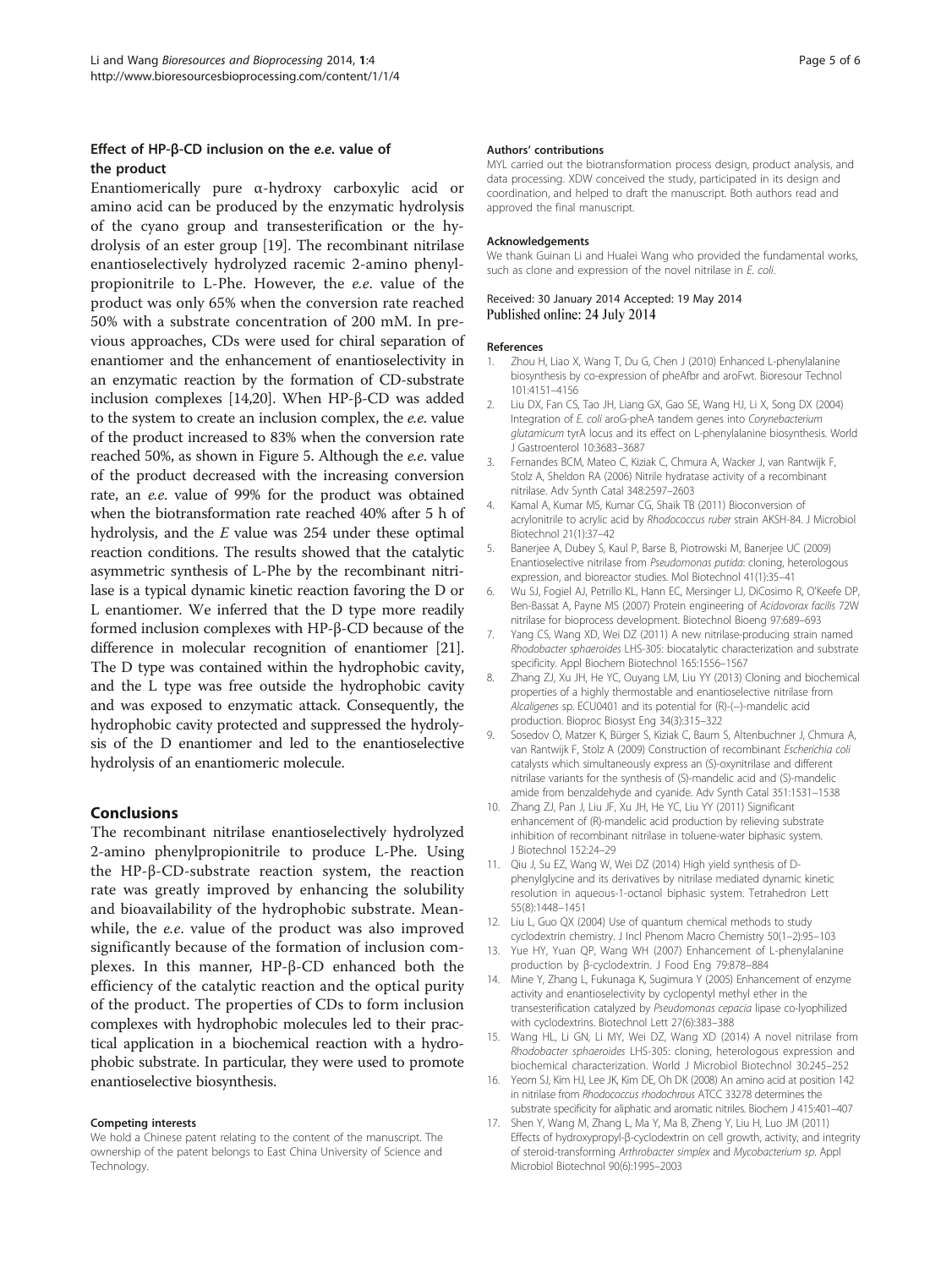### Effect of HP-β-CD inclusion on the *e.e.* value of the product

Enantiomerically pure α-hydroxy carboxylic acid or amino acid can be produced by the enzymatic hydrolysis of the cyano group and transesterification or the hydrolysis of an ester group [19]. The recombinant nitrilase enantioselectively hydrolyzed racemic 2-amino phenylpropionitrile to L-Phe. However, the *e.e.* value of the product was only 65% when the conversion rate reached 50% with a substrate concentration of 200 mM. In previous approaches, CDs were used for chiral separation of enantiomer and the enhancement of enantioselectivity in an enzymatic reaction by the formation of CD-substrate inclusion complexes [14,20]. When HP-β-CD was added to the system to create an inclusion complex, the *e.e.* value of the product increased to 83% when the conversion rate reached 50%, as shown in Figure 5. Although the *e.e.* value of the product decreased with the increasing conversion rate, an *e.e.* value of 99% for the product was obtained when the biotransformation rate reached 40% after 5 h of hydrolysis, and the *E* value was 254 under these optimal reaction conditions. The results showed that the catalytic asymmetric synthesis of L-Phe by the recombinant nitrilase is a typical dynamic kinetic reaction favoring the D or L enantiomer. We inferred that the D type more readily formed inclusion complexes with HP-β-CD because of the difference in molecular recognition of enantiomer [21]. The D type was contained within the hydrophobic cavity, and the L type was free outside the hydrophobic cavity and was exposed to enzymatic attack. Consequently, the hydrophobic cavity protected and suppressed the hydrolysis of the D enantiomer and led to the enantioselective hydrolysis of an enantiomeric molecule.

## Conclusions

The recombinant nitrilase enantioselectively hydrolyzed 2-amino phenylpropionitrile to produce L-Phe. Using the HP-β-CD-substrate reaction system, the reaction rate was greatly improved by enhancing the solubility and bioavailability of the hydrophobic substrate. Meanwhile, the *e.e.* value of the product was also improved significantly because of the formation of inclusion complexes. In this manner, HP-β-CD enhanced both the efficiency of the catalytic reaction and the optical purity of the product. The properties of CDs to form inclusion complexes with hydrophobic molecules led to their practical application in a biochemical reaction with a hydrophobic substrate. In particular, they were used to promote enantioselective biosynthesis.

#### Competing interests

We hold a Chinese patent relating to the content of the manuscript. The ownership of the patent belongs to East China University of Science and Technology.

#### Authors' contributions

MYL carried out the biotransformation process design, product analysis, and data processing. XDW conceived the study, participated in its design and coordination, and helped to draft the manuscript. Both authors read and approved the final manuscript.

#### Acknowledgements

We thank Guinan Li and Hualei Wang who provided the fundamental works, such as clone and expression of the novel nitrilase in *E. coli*.

Received: 30 January 2014 Accepted: 19 May 2014
Published online: 24 July 2014

#### References

1. Zhou H, Liao X, Wang T, Du G, Chen J (2010) Enhanced L-phenylalanine biosynthesis by co-expression of pheAfbr and aroFwt. Bioresour Technol 101:4151–4156
2. Liu DX, Fan CS, Tao JH, Liang GX, Gao SE, Wang HJ, Li X, Song DX (2004) Integration of *E. coli* aroG-pheA tandem genes into *Corynebacterium glutamicum* tyrA locus and its effect on L-phenylalanine biosynthesis. World J Gastroenterol 10:3683–3687
3. Fernandes BCM, Mateo C, Kiziak C, Chmura A, Wacker J, van Rantwijk F, Stolz A, Sheldon RA (2006) Nitrile hydratase activity of a recombinant nitrilase. Adv Synth Catal 348:2597–2603
4. Kamal A, Kumar MS, Kumar CG, Shaik TB (2011) Bioconversion of acrylonitrile to acrylic acid by *Rhodococcus ruber* strain AKSH-84. J Microbiol Biotechnol 21(1):37–42
5. Banerjee A, Dubey S, Kaul P, Barse B, Piotrowski M, Banerjee UC (2009) Enantioselective nitrilase from *Pseudomonas putida*: cloning, heterologous expression, and bioreactor studies. Mol Biotechnol 41(1):35–41
6. Wu SJ, Fogiel AJ, Petrillo KL, Hann EC, Mersinger LJ, DiCosimo R, O'Keefe DP, Ben-Bassat A, Payne MS (2007) Protein engineering of *Acidovorax facilis* 72W nitrilase for bioprocess development. Biotechnol Bioeng 97:689–693
7. Yang CS, Wang XD, Wei DZ (2011) A new nitrilase-producing strain named *Rhodobacter sphaeroides* LHS-305: biocatalytic characterization and substrate specificity. Appl Biochem Biotechnol 165:1556–1567
8. Zhang ZJ, Xu JH, He YC, Ouyang LM, Liu YY (2013) Cloning and biochemical properties of a highly thermostable and enantioselective nitrilase from *Alcaligenes* sp. ECU0401 and its potential for (R)-(−)-mandelic acid production. Bioproc Biosyst Eng 34(3):315–322
9. Sosedov O, Matzer K, Bürger S, Kiziak C, Baum S, Altenbuchner J, Chmura A, van Rantwijk F, Stolz A (2009) Construction of recombinant *Escherichia coli* catalysts which simultaneously express an (S)-oxynitrilase and different nitrilase variants for the synthesis of (S)-mandelic acid and (S)-mandelic amide from benzaldehyde and cyanide. Adv Synth Catal 351:1531–1538
10. Zhang ZJ, Pan J, Liu JF, Xu JH, He YC, Liu YY (2011) Significant enhancement of (R)-mandelic acid production by relieving substrate inhibition of recombinant nitrilase in toluene-water biphasic system. J Biotechnol 152:24–29
11. Qiu J, Su EZ, Wang W, Wei DZ (2014) High yield synthesis of D-phenylglycine and its derivatives by nitrilase mediated dynamic kinetic resolution in aqueous-1-octanol biphasic system. Tetrahedron Lett 55(8):1448–1451
12. Liu L, Guo QX (2004) Use of quantum chemical methods to study cyclodextrin chemistry. J Incl Phenom Macro Chemistry 50(1–2):95–103
13. Yue HY, Yuan QP, Wang WH (2007) Enhancement of L-phenylalanine production by β-cyclodextrin. J Food Eng 79:878–884
14. Mine Y, Zhang L, Fukunaga K, Sugimura Y (2005) Enhancement of enzyme activity and enantioselectivity by cyclopentyl methyl ether in the transesterification catalyzed by *Pseudomonas cepacia* lipase co-lyophilized with cyclodextrins. Biotechnol Lett 27(6):383–388
15. Wang HL, Li GN, Li MY, Wei DZ, Wang XD (2014) A novel nitrilase from *Rhodobacter sphaeroides* LHS-305: cloning, heterologous expression and biochemical characterization. World J Microbiol Biotechnol 30:245–252
16. Yeom SJ, Kim HJ, Lee JK, Kim DE, Oh DK (2008) An amino acid at position 142 in nitrilase from *Rhodococcus rhodochrous* ATCC 33278 determines the substrate specificity for aliphatic and aromatic nitriles. Biochem J 415:401–407
17. Shen Y, Wang M, Zhang L, Ma Y, Ma B, Zheng Y, Liu H, Luo JM (2011) Effects of hydroxypropyl-β-cyclodextrin on cell growth, activity, and integrity of steroid-transforming *Arthrobacter simplex* and *Mycobacterium sp.* Appl Microbiol Biotechnol 90(6):1995–2003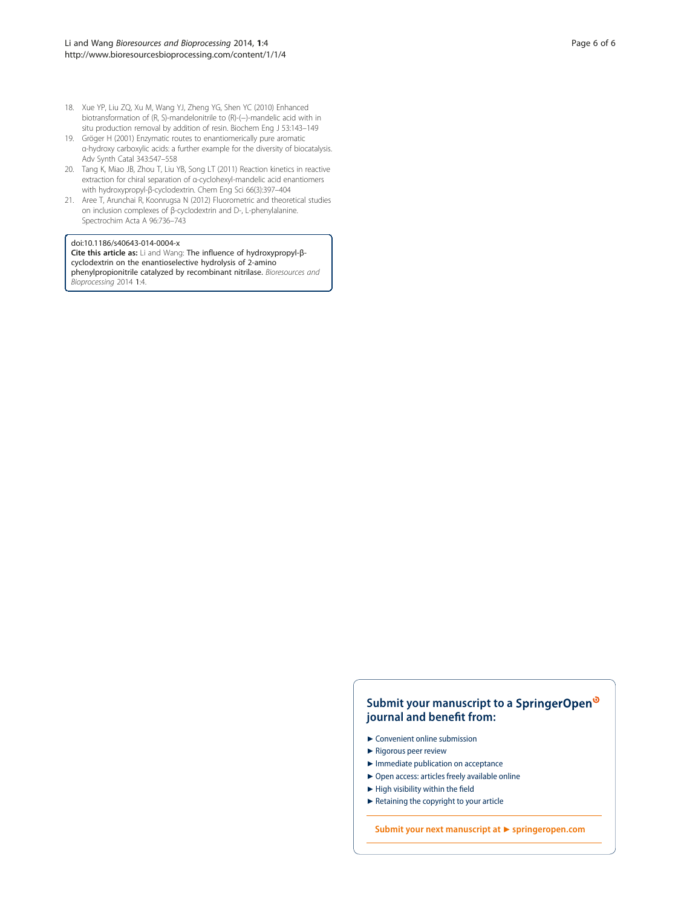18. Xue YP, Liu ZQ, Xu M, Wang YJ, Zheng YG, Shen YC (2010) Enhanced biotransformation of (R, S)-mandelonitrile to (R)-(−)-mandelic acid with in situ production removal by addition of resin. Biochem Eng J 53:143–149
19. Gröger H (2001) Enzymatic routes to enantiomerically pure aromatic α-hydroxy carboxylic acids: a further example for the diversity of biocatalysis. Adv Synth Catal 343:547–558
20. Tang K, Miao JB, Zhou T, Liu YB, Song LT (2011) Reaction kinetics in reactive extraction for chiral separation of α-cyclohexyl-mandelic acid enantiomers with hydroxypropyl-β-cyclodextrin. Chem Eng Sci 66(3):397–404
21. Aree T, Arunchai R, Koonrugsa N (2012) Fluorometric and theoretical studies on inclusion complexes of β-cyclodextrin and D-, L-phenylalanine. Spectrochim Acta A 96:736–743

doi:10.1186/s40643-014-0004-x

**Cite this article as:** Li and Wang: The influence of hydroxypropyl-β-cyclodextrin on the enantioselective hydrolysis of 2-amino phenylpropionitrile catalyzed by recombinant nitrilase. *Bioresources and Bioprocessing* 2014 **1**:4.

**Submit your manuscript to a SpringerOpen journal and benefit from:**

- ► Convenient online submission
- ► Rigorous peer review
- ► Immediate publication on acceptance
- ► Open access: articles freely available online
- ► High visibility within the field
- ► Retaining the copyright to your article

**Submit your next manuscript at ► springeropen.com**